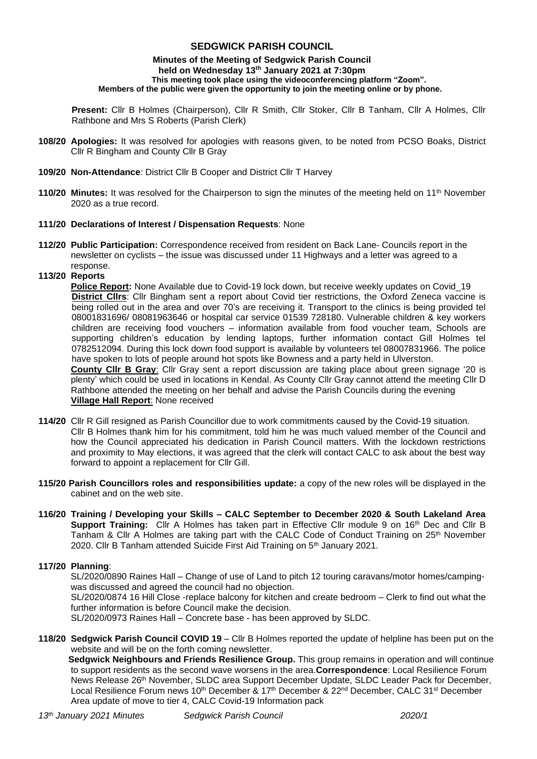# SEDGWICK PARISH COUNCIL

**Minutes of the Meeting of Sedgwick Parish Council**
**held on Wednesday 13th January 2021 at 7:30pm**
**This meeting took place using the videoconferencing platform "Zoom".**
**Members of the public were given the opportunity to join the meeting online or by phone.**

**Present:** Cllr B Holmes (Chairperson), Cllr R Smith, Cllr Stoker, Cllr B Tanham, Cllr A Holmes, Cllr Rathbone and Mrs S Roberts (Parish Clerk)

**108/20 Apologies:** It was resolved for apologies with reasons given, to be noted from PCSO Boaks, District Cllr R Bingham and County Cllr B Gray

**109/20 Non-Attendance**: District Cllr B Cooper and District Cllr T Harvey

**110/20 Minutes:** It was resolved for the Chairperson to sign the minutes of the meeting held on 11th November 2020 as a true record.

**111/20 Declarations of Interest / Dispensation Requests**: None

**112/20 Public Participation:** Correspondence received from resident on Back Lane- Councils report in the newsletter on cyclists – the issue was discussed under 11 Highways and a letter was agreed to a response.

**113/20 Reports**

**Police Report:** None Available due to Covid-19 lock down, but receive weekly updates on Covid_19

**District Cllrs**: Cllr Bingham sent a report about Covid tier restrictions, the Oxford Zeneca vaccine is being rolled out in the area and over 70's are receiving it. Transport to the clinics is being provided tel 08001831696/ 08081963646 or hospital car service 01539 728180. Vulnerable children & key workers children are receiving food vouchers – information available from food voucher team, Schools are supporting children's education by lending laptops, further information contact Gill Holmes tel 0782512094. During this lock down food support is available by volunteers tel 08007831966. The police have spoken to lots of people around hot spots like Bowness and a party held in Ulverston.

**County Cllr B Gray**: Cllr Gray sent a report discussion are taking place about green signage '20 is plenty' which could be used in locations in Kendal. As County Cllr Gray cannot attend the meeting Cllr D Rathbone attended the meeting on her behalf and advise the Parish Councils during the evening

**Village Hall Report**: None received

**114/20** Cllr R Gill resigned as Parish Councillor due to work commitments caused by the Covid-19 situation. Cllr B Holmes thank him for his commitment, told him he was much valued member of the Council and how the Council appreciated his dedication in Parish Council matters. With the lockdown restrictions and proximity to May elections, it was agreed that the clerk will contact CALC to ask about the best way forward to appoint a replacement for Cllr Gill.

**115/20 Parish Councillors roles and responsibilities update:** a copy of the new roles will be displayed in the cabinet and on the web site.

**116/20 Training / Developing your Skills – CALC September to December 2020 & South Lakeland Area Support Training:** Cllr A Holmes has taken part in Effective Cllr module 9 on 16th Dec and Cllr B Tanham & Cllr A Holmes are taking part with the CALC Code of Conduct Training on 25th November 2020. Cllr B Tanham attended Suicide First Aid Training on 5th January 2021.

**117/20 Planning**:

SL/2020/0890 Raines Hall – Change of use of Land to pitch 12 touring caravans/motor homes/camping- was discussed and agreed the council had no objection.

SL/2020/0874 16 Hill Close -replace balcony for kitchen and create bedroom – Clerk to find out what the further information is before Council make the decision.

SL/2020/0973 Raines Hall – Concrete base - has been approved by SLDC.

**118/20 Sedgwick Parish Council COVID 19** – Cllr B Holmes reported the update of helpline has been put on the website and will be on the forth coming newsletter.

**Sedgwick Neighbours and Friends Resilience Group.** This group remains in operation and will continue to support residents as the second wave worsens in the area.**Correspondence**: Local Resilience Forum News Release 26th November, SLDC area Support December Update, SLDC Leader Pack for December, Local Resilience Forum news 10th December & 17th December & 22nd December, CALC 31st December Area update of move to tier 4, CALC Covid-19 Information pack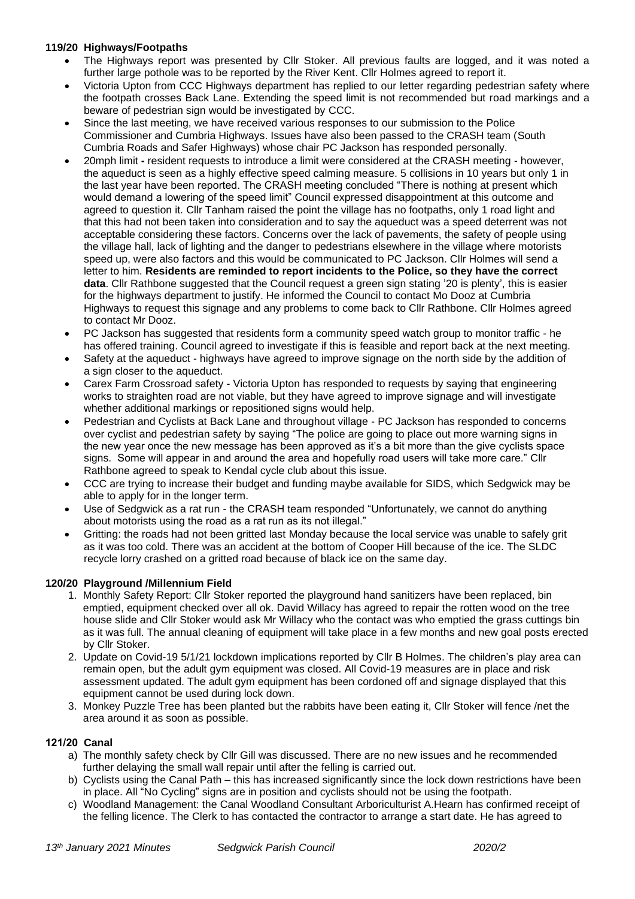**119/20 Highways/Footpaths**

- The Highways report was presented by Cllr Stoker. All previous faults are logged, and it was noted a further large pothole was to be reported by the River Kent. Cllr Holmes agreed to report it.
- Victoria Upton from CCC Highways department has replied to our letter regarding pedestrian safety where the footpath crosses Back Lane. Extending the speed limit is not recommended but road markings and a beware of pedestrian sign would be investigated by CCC.
- Since the last meeting, we have received various responses to our submission to the Police Commissioner and Cumbria Highways. Issues have also been passed to the CRASH team (South Cumbria Roads and Safer Highways) whose chair PC Jackson has responded personally.
- 20mph limit **-** resident requests to introduce a limit were considered at the CRASH meeting - however, the aqueduct is seen as a highly effective speed calming measure. 5 collisions in 10 years but only 1 in the last year have been reported. The CRASH meeting concluded "There is nothing at present which would demand a lowering of the speed limit" Council expressed disappointment at this outcome and agreed to question it. Cllr Tanham raised the point the village has no footpaths, only 1 road light and that this had not been taken into consideration and to say the aqueduct was a speed deterrent was not acceptable considering these factors. Concerns over the lack of pavements, the safety of people using the village hall, lack of lighting and the danger to pedestrians elsewhere in the village where motorists speed up, were also factors and this would be communicated to PC Jackson. Cllr Holmes will send a letter to him. **Residents are reminded to report incidents to the Police, so they have the correct data**. Cllr Rathbone suggested that the Council request a green sign stating '20 is plenty', this is easier for the highways department to justify. He informed the Council to contact Mo Dooz at Cumbria Highways to request this signage and any problems to come back to Cllr Rathbone. Cllr Holmes agreed to contact Mr Dooz.
- PC Jackson has suggested that residents form a community speed watch group to monitor traffic - he has offered training. Council agreed to investigate if this is feasible and report back at the next meeting.
- Safety at the aqueduct - highways have agreed to improve signage on the north side by the addition of a sign closer to the aqueduct.
- Carex Farm Crossroad safety - Victoria Upton has responded to requests by saying that engineering works to straighten road are not viable, but they have agreed to improve signage and will investigate whether additional markings or repositioned signs would help.
- Pedestrian and Cyclists at Back Lane and throughout village - PC Jackson has responded to concerns over cyclist and pedestrian safety by saying "The police are going to place out more warning signs in the new year once the new message has been approved as it's a bit more than the give cyclists space signs. Some will appear in and around the area and hopefully road users will take more care." Cllr Rathbone agreed to speak to Kendal cycle club about this issue.
- CCC are trying to increase their budget and funding maybe available for SIDS, which Sedgwick may be able to apply for in the longer term.
- Use of Sedgwick as a rat run - the CRASH team responded "Unfortunately, we cannot do anything about motorists using the road as a rat run as its not illegal."
- Gritting: the roads had not been gritted last Monday because the local service was unable to safely grit as it was too cold. There was an accident at the bottom of Cooper Hill because of the ice. The SLDC recycle lorry crashed on a gritted road because of black ice on the same day.

**120/20 Playground /Millennium Field**

1. Monthly Safety Report: Cllr Stoker reported the playground hand sanitizers have been replaced, bin emptied, equipment checked over all ok. David Willacy has agreed to repair the rotten wood on the tree house slide and Cllr Stoker would ask Mr Willacy who the contact was who emptied the grass cuttings bin as it was full. The annual cleaning of equipment will take place in a few months and new goal posts erected by Cllr Stoker.
2. Update on Covid-19 5/1/21 lockdown implications reported by Cllr B Holmes. The children's play area can remain open, but the adult gym equipment was closed. All Covid-19 measures are in place and risk assessment updated. The adult gym equipment has been cordoned off and signage displayed that this equipment cannot be used during lock down.
3. Monkey Puzzle Tree has been planted but the rabbits have been eating it, Cllr Stoker will fence /net the area around it as soon as possible.

**121/20 Canal**

a) The monthly safety check by Cllr Gill was discussed. There are no new issues and he recommended further delaying the small wall repair until after the felling is carried out.

b) Cyclists using the Canal Path – this has increased significantly since the lock down restrictions have been in place. All "No Cycling" signs are in position and cyclists should not be using the footpath.

c) Woodland Management: the Canal Woodland Consultant Arboriculturist A.Hearn has confirmed receipt of the felling licence. The Clerk to has contacted the contractor to arrange a start date. He has agreed to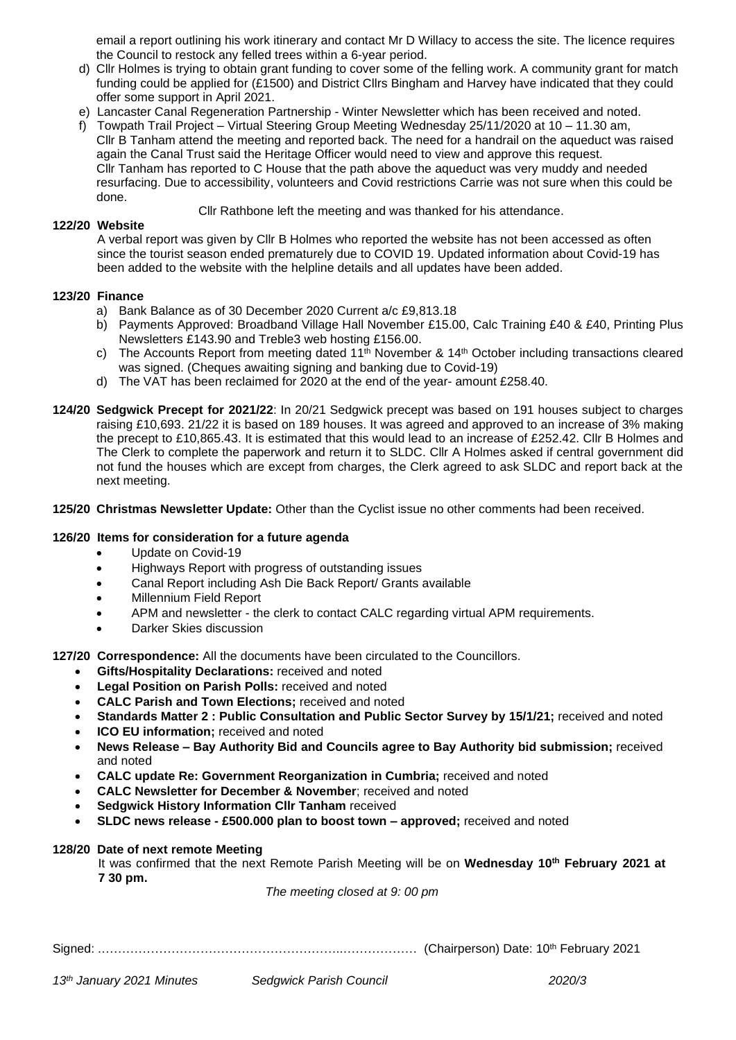email a report outlining his work itinerary and contact Mr D Willacy to access the site. The licence requires the Council to restock any felled trees within a 6-year period.

d) Cllr Holmes is trying to obtain grant funding to cover some of the felling work. A community grant for match funding could be applied for (£1500) and District Cllrs Bingham and Harvey have indicated that they could offer some support in April 2021.

e) Lancaster Canal Regeneration Partnership - Winter Newsletter which has been received and noted.

f) Towpath Trail Project – Virtual Steering Group Meeting Wednesday 25/11/2020 at 10 – 11.30 am, Cllr B Tanham attend the meeting and reported back. The need for a handrail on the aqueduct was raised again the Canal Trust said the Heritage Officer would need to view and approve this request. Cllr Tanham has reported to C House that the path above the aqueduct was very muddy and needed resurfacing. Due to accessibility, volunteers and Covid restrictions Carrie was not sure when this could be done.

Cllr Rathbone left the meeting and was thanked for his attendance.

**122/20 Website**

A verbal report was given by Cllr B Holmes who reported the website has not been accessed as often since the tourist season ended prematurely due to COVID 19. Updated information about Covid-19 has been added to the website with the helpline details and all updates have been added.

**123/20 Finance**

a) Bank Balance as of 30 December 2020 Current a/c £9,813.18

b) Payments Approved: Broadband Village Hall November £15.00, Calc Training £40 & £40, Printing Plus Newsletters £143.90 and Treble3 web hosting £156.00.

c) The Accounts Report from meeting dated 11th November & 14th October including transactions cleared was signed. (Cheques awaiting signing and banking due to Covid-19)

d) The VAT has been reclaimed for 2020 at the end of the year- amount £258.40.

**124/20 Sedgwick Precept for 2021/22**: In 20/21 Sedgwick precept was based on 191 houses subject to charges raising £10,693. 21/22 it is based on 189 houses. It was agreed and approved to an increase of 3% making the precept to £10,865.43. It is estimated that this would lead to an increase of £252.42. Cllr B Holmes and The Clerk to complete the paperwork and return it to SLDC. Cllr A Holmes asked if central government did not fund the houses which are except from charges, the Clerk agreed to ask SLDC and report back at the next meeting.

**125/20 Christmas Newsletter Update:** Other than the Cyclist issue no other comments had been received.

**126/20 Items for consideration for a future agenda**

- Update on Covid-19
- Highways Report with progress of outstanding issues
- Canal Report including Ash Die Back Report/ Grants available
- Millennium Field Report
- APM and newsletter - the clerk to contact CALC regarding virtual APM requirements.
- Darker Skies discussion

**127/20 Correspondence:** All the documents have been circulated to the Councillors.

- **Gifts/Hospitality Declarations:** received and noted
- **Legal Position on Parish Polls:** received and noted
- **CALC Parish and Town Elections;** received and noted
- **Standards Matter 2 : Public Consultation and Public Sector Survey by 15/1/21;** received and noted
- **ICO EU information;** received and noted
- **News Release – Bay Authority Bid and Councils agree to Bay Authority bid submission;** received and noted
- **CALC update Re: Government Reorganization in Cumbria;** received and noted
- **CALC Newsletter for December & November**; received and noted
- **Sedgwick History Information Cllr Tanham** received
- **SLDC news release - £500.000 plan to boost town – approved;** received and noted

**128/20 Date of next remote Meeting**

It was confirmed that the next Remote Parish Meeting will be on **Wednesday 10th February 2021 at 7 30 pm.**

*The meeting closed at 9: 00 pm*

Signed: ……………………………………………………..……………… (Chairperson) Date: 10th February 2021

*13th January 2021 Minutes* *Sedgwick Parish Council* *2020/3*